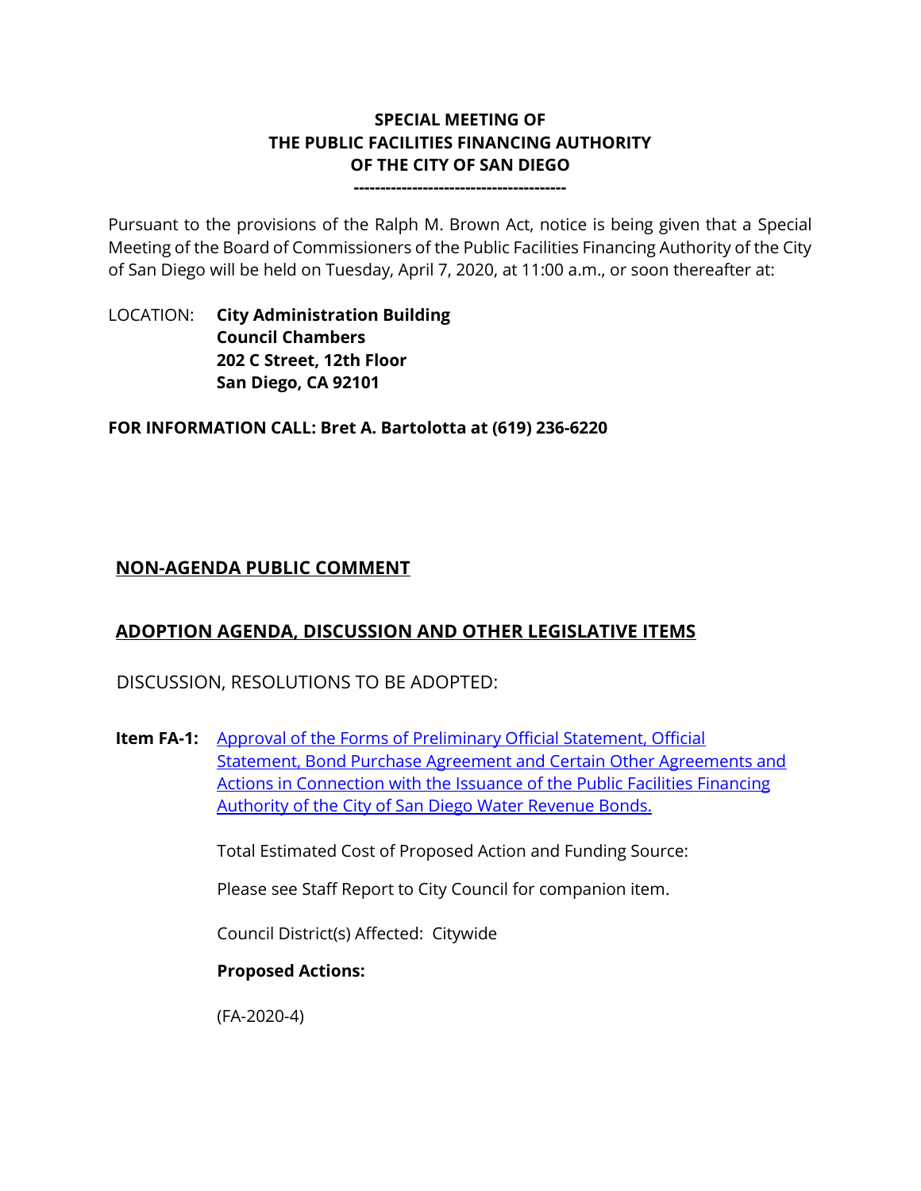# SPECIAL MEETING OF
# THE PUBLIC FACILITIES FINANCING AUTHORITY
# OF THE CITY OF SAN DIEGO

---

Pursuant to the provisions of the Ralph M. Brown Act, notice is being given that a Special Meeting of the Board of Commissioners of the Public Facilities Financing Authority of the City of San Diego will be held on Tuesday, April 7, 2020, at 11:00 a.m., or soon thereafter at:

LOCATION: **City Administration Building**
**Council Chambers**
**202 C Street, 12th Floor**
**San Diego, CA 92101**

**FOR INFORMATION CALL: Bret A. Bartolotta at (619) 236-6220**

## NON-AGENDA PUBLIC COMMENT

## ADOPTION AGENDA, DISCUSSION AND OTHER LEGISLATIVE ITEMS

DISCUSSION, RESOLUTIONS TO BE ADOPTED:

**Item FA-1:** Approval of the Forms of Preliminary Official Statement, Official Statement, Bond Purchase Agreement and Certain Other Agreements and Actions in Connection with the Issuance of the Public Facilities Financing Authority of the City of San Diego Water Revenue Bonds.

Total Estimated Cost of Proposed Action and Funding Source:

Please see Staff Report to City Council for companion item.

Council District(s) Affected: Citywide

**Proposed Actions:**

(FA-2020-4)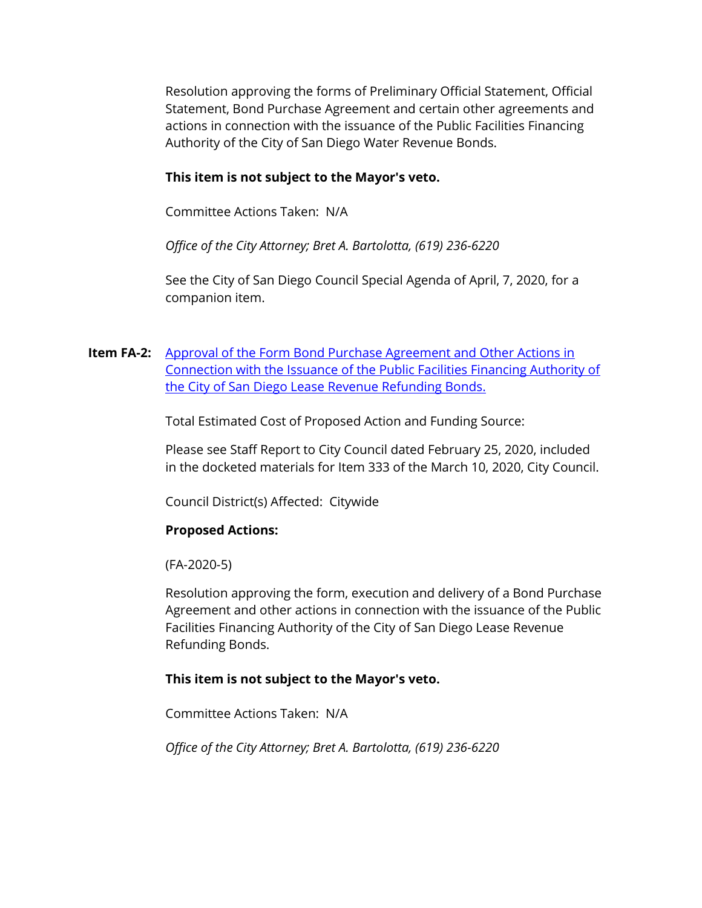Resolution approving the forms of Preliminary Official Statement, Official Statement, Bond Purchase Agreement and certain other agreements and actions in connection with the issuance of the Public Facilities Financing Authority of the City of San Diego Water Revenue Bonds.

**This item is not subject to the Mayor's veto.**

Committee Actions Taken: N/A

*Office of the City Attorney; Bret A. Bartolotta, (619) 236-6220*

See the City of San Diego Council Special Agenda of April, 7, 2020, for a companion item.

**Item FA-2:** Approval of the Form Bond Purchase Agreement and Other Actions in Connection with the Issuance of the Public Facilities Financing Authority of the City of San Diego Lease Revenue Refunding Bonds.

Total Estimated Cost of Proposed Action and Funding Source:

Please see Staff Report to City Council dated February 25, 2020, included in the docketed materials for Item 333 of the March 10, 2020, City Council.

Council District(s) Affected: Citywide

**Proposed Actions:**

(FA-2020-5)

Resolution approving the form, execution and delivery of a Bond Purchase Agreement and other actions in connection with the issuance of the Public Facilities Financing Authority of the City of San Diego Lease Revenue Refunding Bonds.

**This item is not subject to the Mayor's veto.**

Committee Actions Taken: N/A

*Office of the City Attorney; Bret A. Bartolotta, (619) 236-6220*